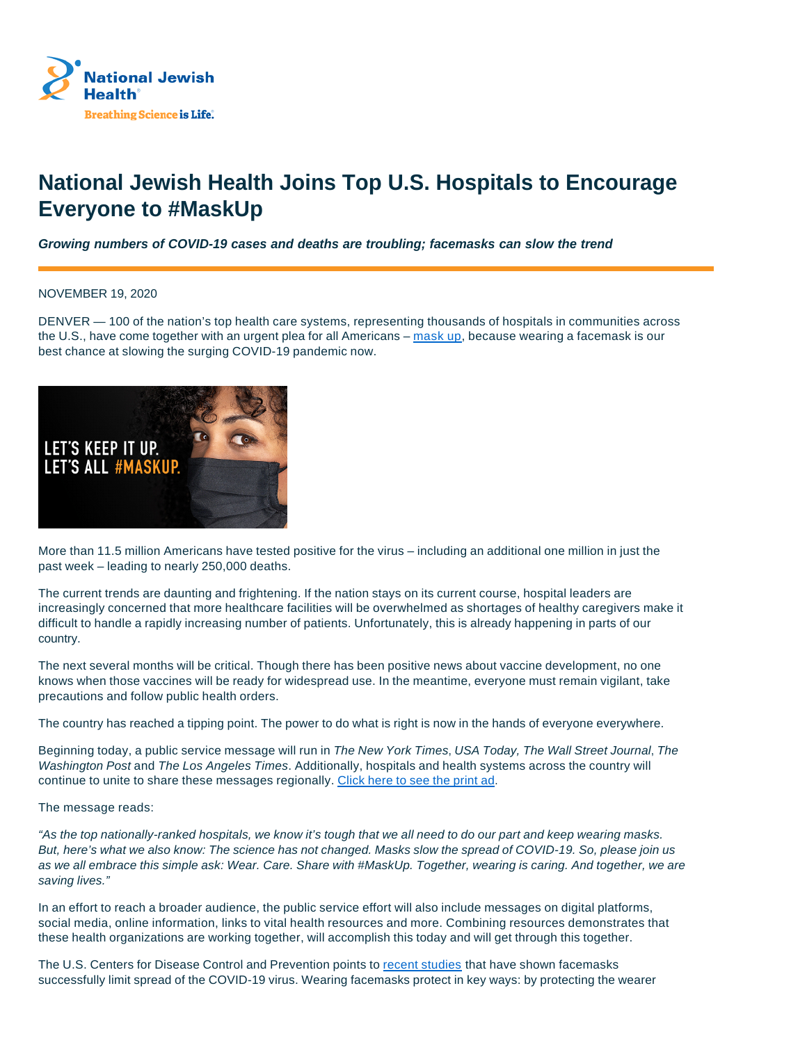# National Jewish Health Joins Top U.S. Hospitals to Encourage Everyone to #MaskUp

***Growing numbers of COVID-19 cases and deaths are troubling; facemasks can slow the trend***

NOVEMBER 19, 2020

DENVER — 100 of the nation's top health care systems, representing thousands of hospitals in communities across the U.S., have come together with an urgent plea for all Americans – mask up, because wearing a facemask is our best chance at slowing the surging COVID-19 pandemic now.

More than 11.5 million Americans have tested positive for the virus – including an additional one million in just the past week – leading to nearly 250,000 deaths.

The current trends are daunting and frightening. If the nation stays on its current course, hospital leaders are increasingly concerned that more healthcare facilities will be overwhelmed as shortages of healthy caregivers make it difficult to handle a rapidly increasing number of patients. Unfortunately, this is already happening in parts of our country.

The next several months will be critical. Though there has been positive news about vaccine development, no one knows when those vaccines will be ready for widespread use. In the meantime, everyone must remain vigilant, take precautions and follow public health orders.

The country has reached a tipping point. The power to do what is right is now in the hands of everyone everywhere.

Beginning today, a public service message will run in *The New York Times*, *USA Today, The Wall Street Journal*, *The Washington Post* and *The Los Angeles Times*. Additionally, hospitals and health systems across the country will continue to unite to share these messages regionally. Click here to see the print ad.

The message reads:

*"As the top nationally-ranked hospitals, we know it's tough that we all need to do our part and keep wearing masks. But, here's what we also know: The science has not changed. Masks slow the spread of COVID-19. So, please join us as we all embrace this simple ask: Wear. Care. Share with #MaskUp. Together, wearing is caring. And together, we are saving lives."*

In an effort to reach a broader audience, the public service effort will also include messages on digital platforms, social media, online information, links to vital health resources and more. Combining resources demonstrates that these health organizations are working together, will accomplish this today and will get through this together.

The U.S. Centers for Disease Control and Prevention points to recent studies that have shown facemasks successfully limit spread of the COVID-19 virus. Wearing facemasks protect in key ways: by protecting the wearer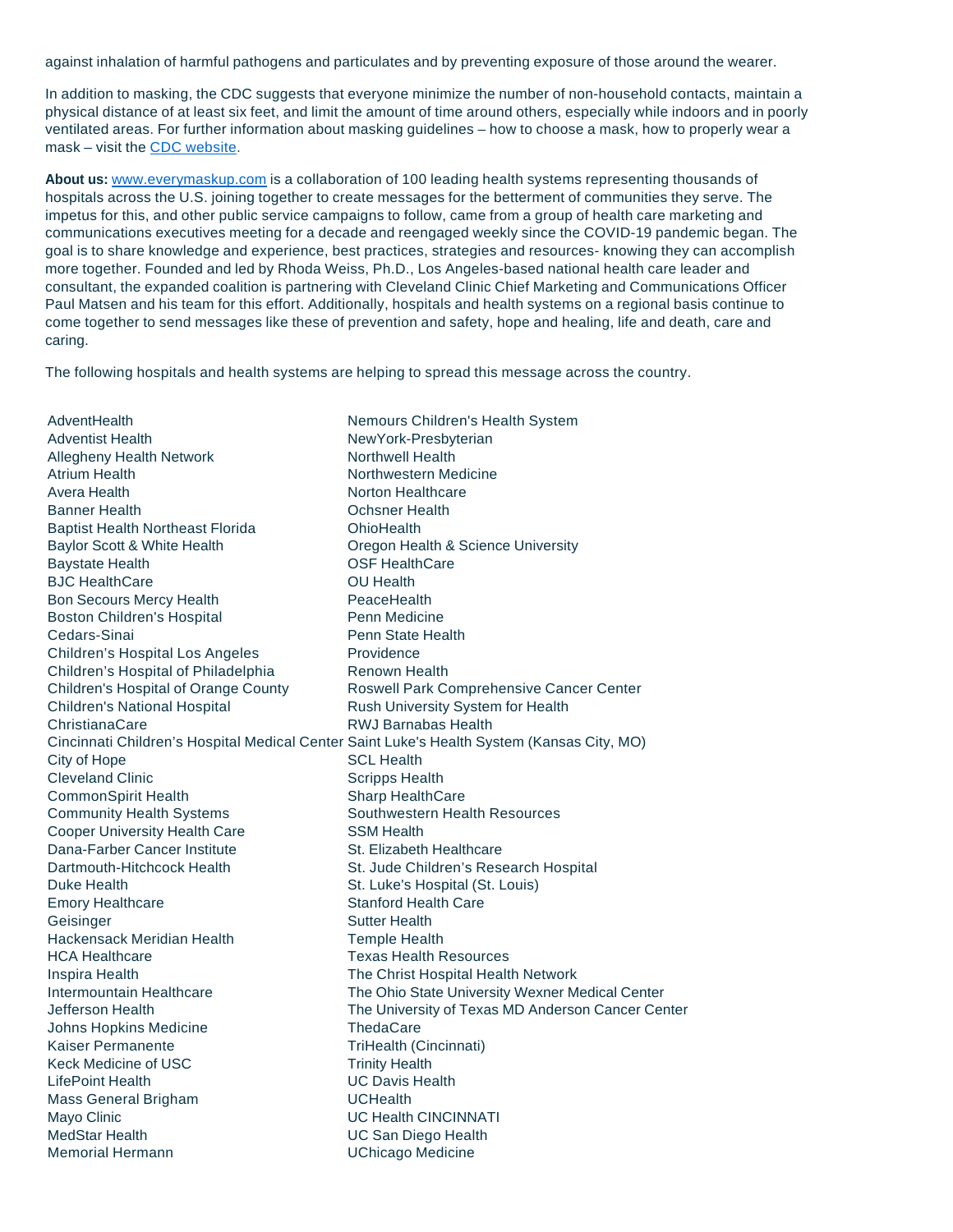against inhalation of harmful pathogens and particulates and by preventing exposure of those around the wearer.

In addition to masking, the CDC suggests that everyone minimize the number of non-household contacts, maintain a physical distance of at least six feet, and limit the amount of time around others, especially while indoors and in poorly ventilated areas. For further information about masking guidelines – how to choose a mask, how to properly wear a mask – visit the [CDC website](#).

**About us:** [www.everymaskup.com](http://www.everymaskup.com) is a collaboration of 100 leading health systems representing thousands of hospitals across the U.S. joining together to create messages for the betterment of communities they serve. The impetus for this, and other public service campaigns to follow, came from a group of health care marketing and communications executives meeting for a decade and reengaged weekly since the COVID-19 pandemic began. The goal is to share knowledge and experience, best practices, strategies and resources- knowing they can accomplish more together. Founded and led by Rhoda Weiss, Ph.D., Los Angeles-based national health care leader and consultant, the expanded coalition is partnering with Cleveland Clinic Chief Marketing and Communications Officer Paul Matsen and his team for this effort. Additionally, hospitals and health systems on a regional basis continue to come together to send messages like these of prevention and safety, hope and healing, life and death, care and caring.

The following hospitals and health systems are helping to spread this message across the country.

AdventHealth
Adventist Health
Allegheny Health Network
Atrium Health
Avera Health
Banner Health
Baptist Health Northeast Florida
Baylor Scott & White Health
Baystate Health
BJC HealthCare
Bon Secours Mercy Health
Boston Children's Hospital
Cedars-Sinai
Children's Hospital Los Angeles
Children's Hospital of Philadelphia
Children's Hospital of Orange County
Children's National Hospital
ChristianaCare
Cincinnati Children's Hospital Medical Center
City of Hope
Cleveland Clinic
CommonSpirit Health
Community Health Systems
Cooper University Health Care
Dana-Farber Cancer Institute
Dartmouth-Hitchcock Health
Duke Health
Emory Healthcare
Geisinger
Hackensack Meridian Health
HCA Healthcare
Inspira Health
Intermountain Healthcare
Jefferson Health
Johns Hopkins Medicine
Kaiser Permanente
Keck Medicine of USC
LifePoint Health
Mass General Brigham
Mayo Clinic
MedStar Health
Memorial Hermann
Nemours Children's Health System
NewYork-Presbyterian
Northwell Health
Northwestern Medicine
Norton Healthcare
Ochsner Health
OhioHealth
Oregon Health & Science University
OSF HealthCare
OU Health
PeaceHealth
Penn Medicine
Penn State Health
Providence
Renown Health
Roswell Park Comprehensive Cancer Center
Rush University System for Health
RWJ Barnabas Health
Saint Luke's Health System (Kansas City, MO)
SCL Health
Scripps Health
Sharp HealthCare
Southwestern Health Resources
SSM Health
St. Elizabeth Healthcare
St. Jude Children's Research Hospital
St. Luke's Hospital (St. Louis)
Stanford Health Care
Sutter Health
Temple Health
Texas Health Resources
The Christ Hospital Health Network
The Ohio State University Wexner Medical Center
The University of Texas MD Anderson Cancer Center
ThedaCare
TriHealth (Cincinnati)
Trinity Health
UC Davis Health
UCHealth
UC Health CINCINNATI
UC San Diego Health
UChicago Medicine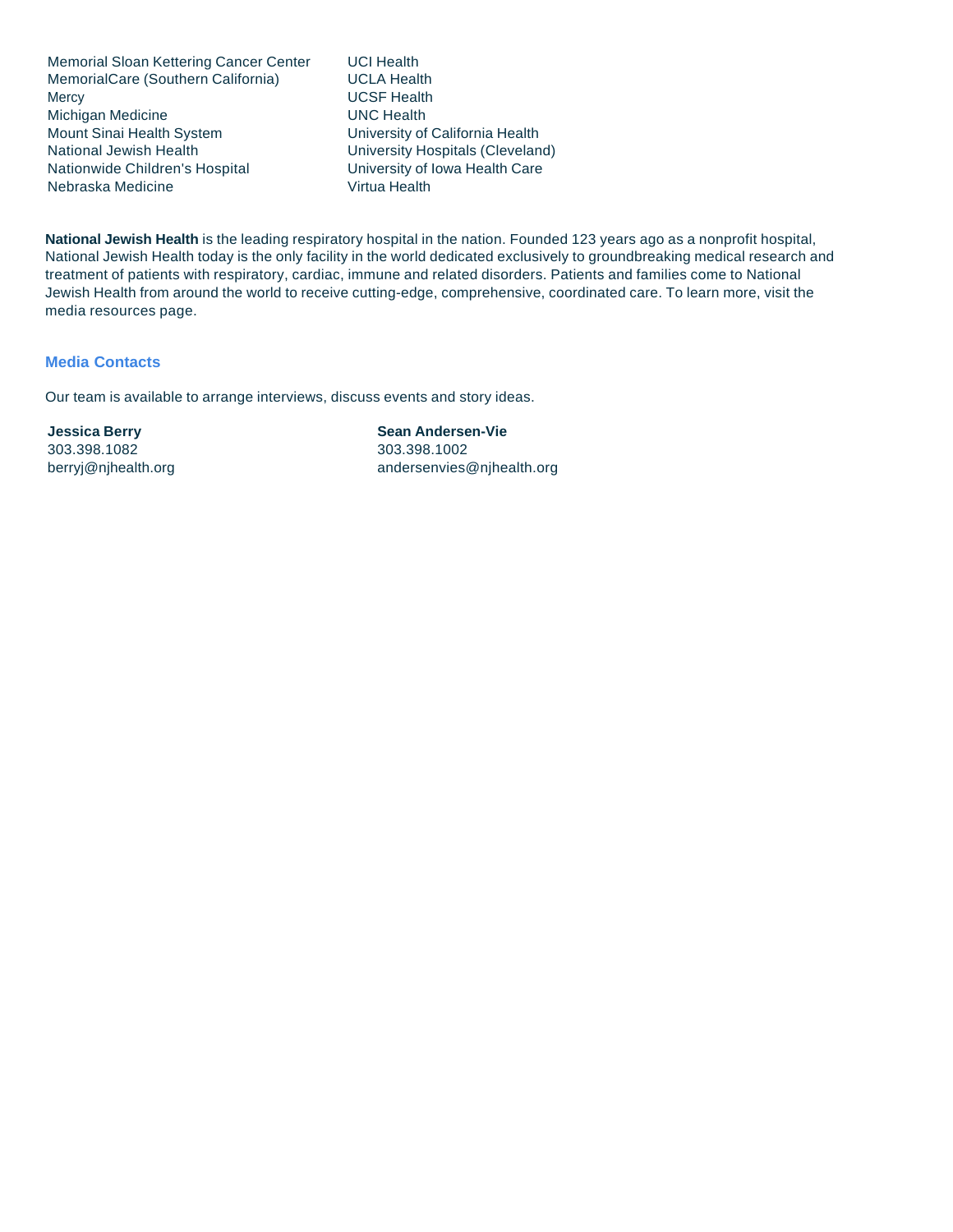Memorial Sloan Kettering Cancer Center
MemorialCare (Southern California)
Mercy
Michigan Medicine
Mount Sinai Health System
National Jewish Health
Nationwide Children's Hospital
Nebraska Medicine
UCI Health
UCLA Health
UCSF Health
UNC Health
University of California Health
University Hospitals (Cleveland)
University of Iowa Health Care
Virtua Health

**National Jewish Health** is the leading respiratory hospital in the nation. Founded 123 years ago as a nonprofit hospital, National Jewish Health today is the only facility in the world dedicated exclusively to groundbreaking medical research and treatment of patients with respiratory, cardiac, immune and related disorders. Patients and families come to National Jewish Health from around the world to receive cutting-edge, comprehensive, coordinated care. To learn more, visit the media resources page.

### Media Contacts

Our team is available to arrange interviews, discuss events and story ideas.

**Jessica Berry**
303.398.1082
berryj@njhealth.org

**Sean Andersen-Vie**
303.398.1002
andersenvies@njhealth.org